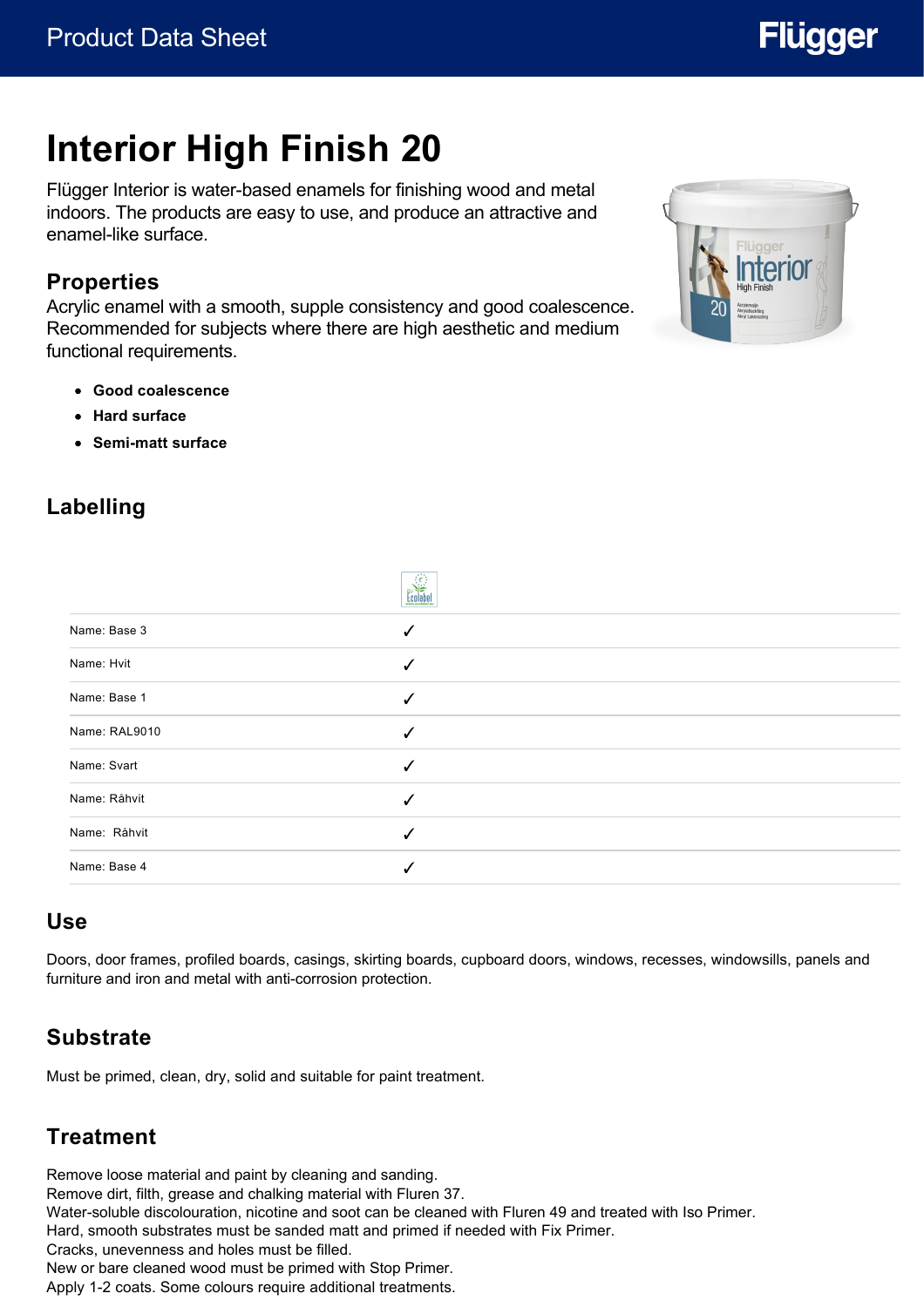Product Data Sheet

# Interior High Finish 20

Flügger Interior is water-based enamels for finishing wood and metal indoors. The products are easy to use, and produce an attractive and enamel-like surface.

## Properties

Acrylic enamel with a smooth, supple consistency and good coalescence. Recommended for subjects where there are high aesthetic and medium functional requirements.

- **Good coalescence**
- **Hard surface**
- **Semi-matt surface**

## Labelling

| | Ecolabel |
|---|---|
| Name: Base 3 | ✓ |
| Name: Hvit | ✓ |
| Name: Base 1 | ✓ |
| Name: RAL9010 | ✓ |
| Name: Svart | ✓ |
| Name: Råhvit | ✓ |
| Name:  Råhvit | ✓ |
| Name: Base 4 | ✓ |

## Use

Doors, door frames, profiled boards, casings, skirting boards, cupboard doors, windows, recesses, windowsills, panels and furniture and iron and metal with anti-corrosion protection.

## Substrate

Must be primed, clean, dry, solid and suitable for paint treatment.

## Treatment

Remove loose material and paint by cleaning and sanding.
Remove dirt, filth, grease and chalking material with Fluren 37.
Water-soluble discolouration, nicotine and soot can be cleaned with Fluren 49 and treated with Iso Primer.
Hard, smooth substrates must be sanded matt and primed if needed with Fix Primer.
Cracks, unevenness and holes must be filled.
New or bare cleaned wood must be primed with Stop Primer.
Apply 1-2 coats. Some colours require additional treatments.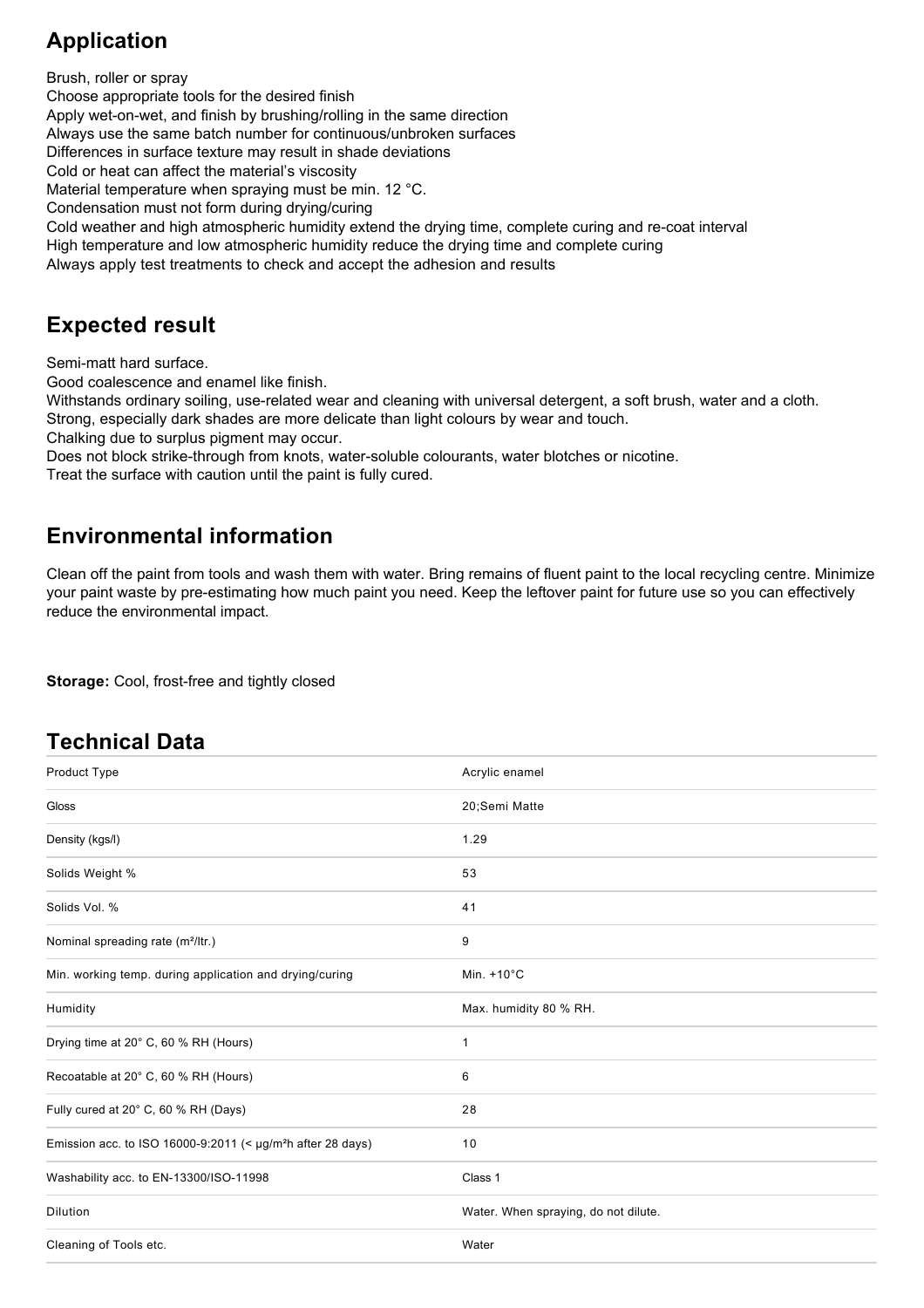## Application

Brush, roller or spray
Choose appropriate tools for the desired finish
Apply wet-on-wet, and finish by brushing/rolling in the same direction
Always use the same batch number for continuous/unbroken surfaces
Differences in surface texture may result in shade deviations
Cold or heat can affect the material's viscosity
Material temperature when spraying must be min. 12 °C.
Condensation must not form during drying/curing
Cold weather and high atmospheric humidity extend the drying time, complete curing and re-coat interval
High temperature and low atmospheric humidity reduce the drying time and complete curing
Always apply test treatments to check and accept the adhesion and results

## Expected result

Semi-matt hard surface.
Good coalescence and enamel like finish.
Withstands ordinary soiling, use-related wear and cleaning with universal detergent, a soft brush, water and a cloth.
Strong, especially dark shades are more delicate than light colours by wear and touch.
Chalking due to surplus pigment may occur.
Does not block strike-through from knots, water-soluble colourants, water blotches or nicotine.
Treat the surface with caution until the paint is fully cured.

## Environmental information

Clean off the paint from tools and wash them with water. Bring remains of fluent paint to the local recycling centre. Minimize your paint waste by pre-estimating how much paint you need. Keep the leftover paint for future use so you can effectively reduce the environmental impact.

**Storage:** Cool, frost-free and tightly closed

## Technical Data

| | |
|---|---|
| Product Type | Acrylic enamel |
| Gloss | 20;Semi Matte |
| Density (kgs/l) | 1.29 |
| Solids Weight % | 53 |
| Solids Vol. % | 41 |
| Nominal spreading rate (m²/ltr.) | 9 |
| Min. working temp. during application and drying/curing | Min. +10°C |
| Humidity | Max. humidity 80 % RH. |
| Drying time at 20° C, 60 % RH (Hours) | 1 |
| Recoatable at 20° C, 60 % RH (Hours) | 6 |
| Fully cured at 20° C, 60 % RH (Days) | 28 |
| Emission acc. to ISO 16000-9:2011 (< µg/m²h after 28 days) | 10 |
| Washability acc. to EN-13300/ISO-11998 | Class 1 |
| Dilution | Water. When spraying, do not dilute. |
| Cleaning of Tools etc. | Water |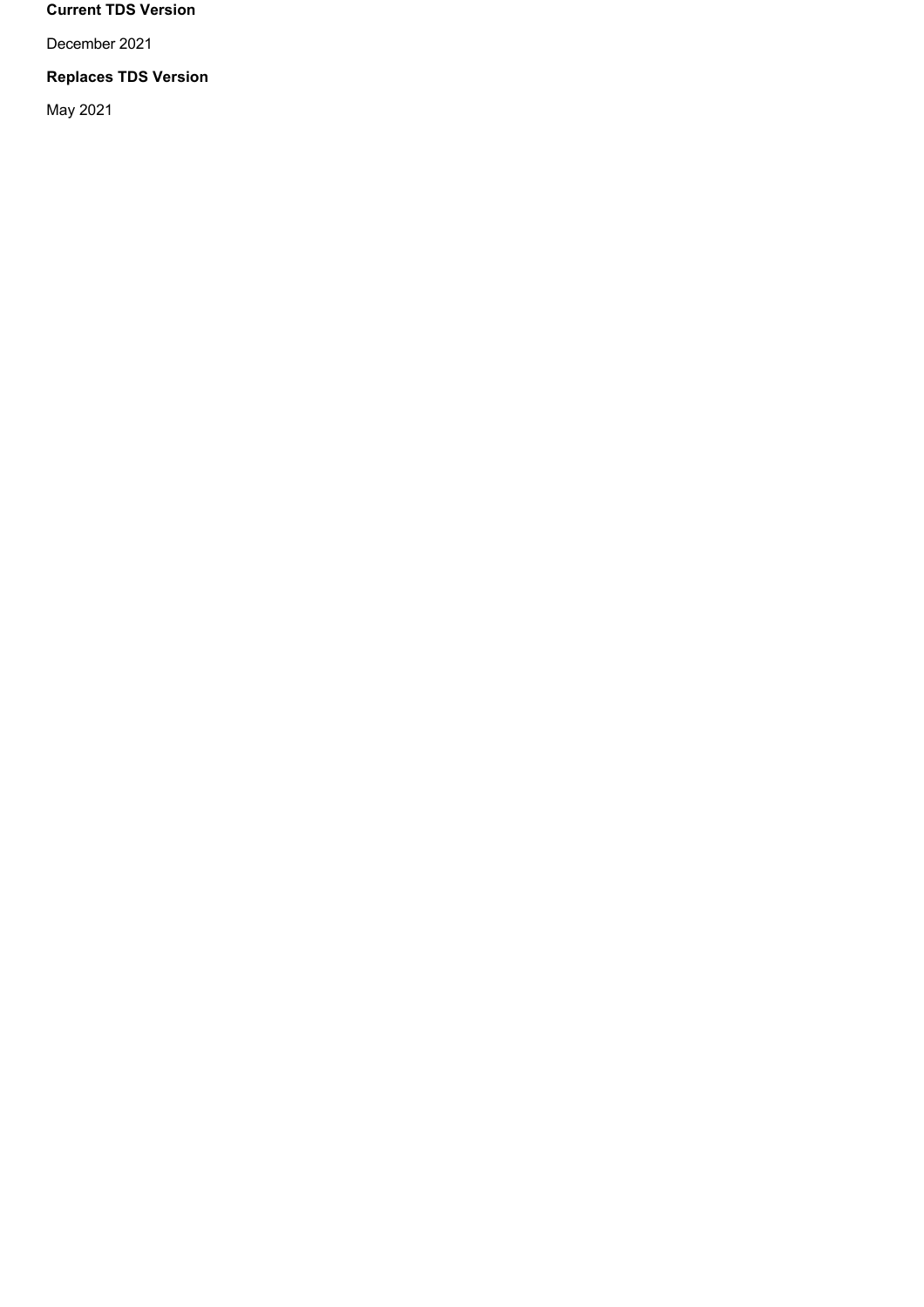**Current TDS Version**

December 2021

**Replaces TDS Version**

May 2021